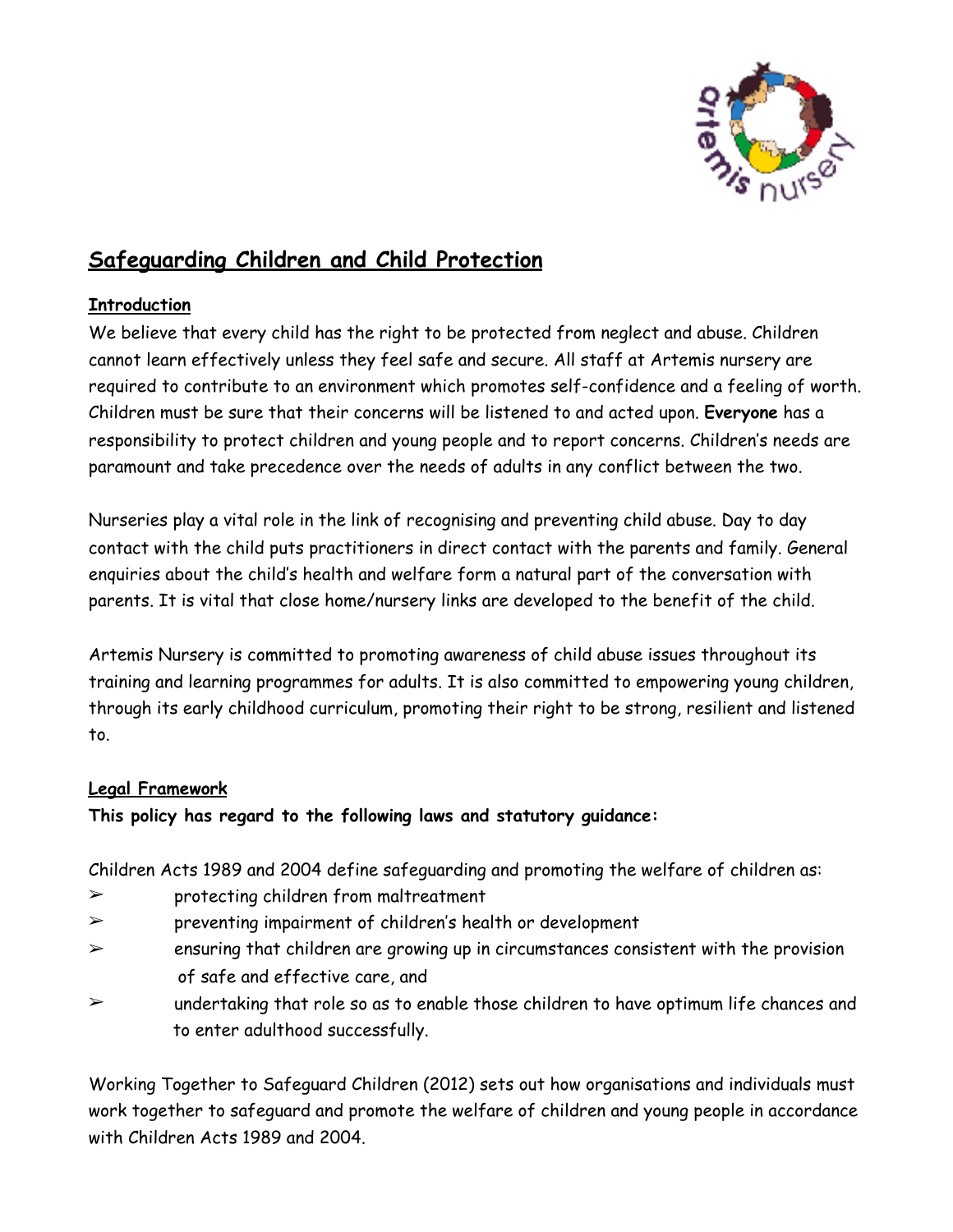# Safeguarding Children and Child Protection

## Introduction

We believe that every child has the right to be protected from neglect and abuse. Children cannot learn effectively unless they feel safe and secure. All staff at Artemis nursery are required to contribute to an environment which promotes self-confidence and a feeling of worth. Children must be sure that their concerns will be listened to and acted upon. **Everyone** has a responsibility to protect children and young people and to report concerns. Children's needs are paramount and take precedence over the needs of adults in any conflict between the two.

Nurseries play a vital role in the link of recognising and preventing child abuse. Day to day contact with the child puts practitioners in direct contact with the parents and family. General enquiries about the child's health and welfare form a natural part of the conversation with parents. It is vital that close home/nursery links are developed to the benefit of the child.

Artemis Nursery is committed to promoting awareness of child abuse issues throughout its training and learning programmes for adults. It is also committed to empowering young children, through its early childhood curriculum, promoting their right to be strong, resilient and listened to.

## Legal Framework

**This policy has regard to the following laws and statutory guidance:**

Children Acts 1989 and 2004 define safeguarding and promoting the welfare of children as:

- ➢ protecting children from maltreatment
- ➢ preventing impairment of children's health or development
- ➢ ensuring that children are growing up in circumstances consistent with the provision of safe and effective care, and
- ➢ undertaking that role so as to enable those children to have optimum life chances and to enter adulthood successfully.

Working Together to Safeguard Children (2012) sets out how organisations and individuals must work together to safeguard and promote the welfare of children and young people in accordance with Children Acts 1989 and 2004.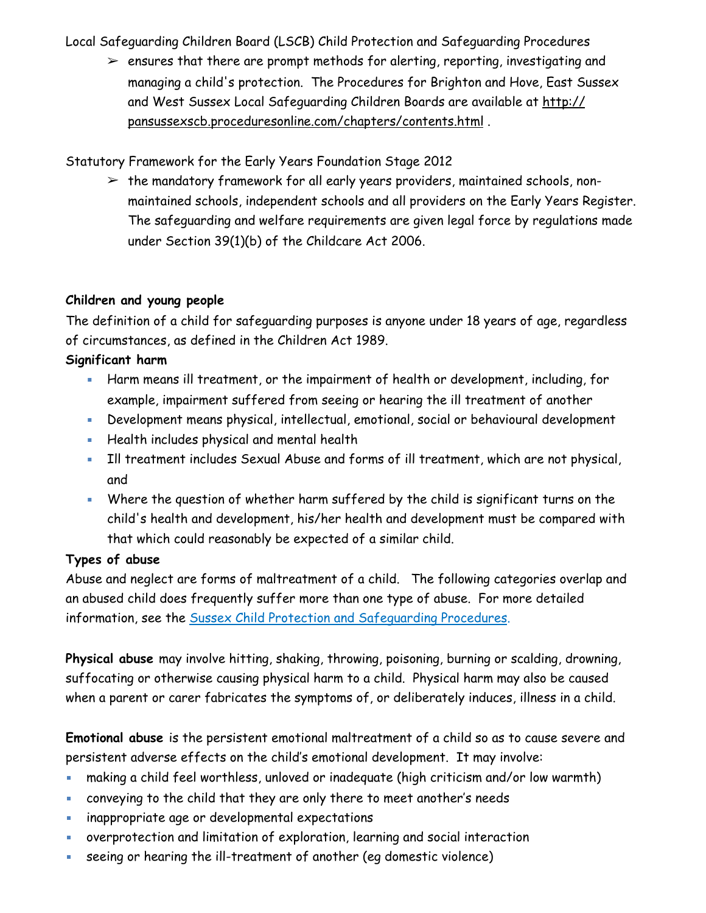Local Safeguarding Children Board (LSCB) Child Protection and Safeguarding Procedures

- ensures that there are prompt methods for alerting, reporting, investigating and managing a child's protection. The Procedures for Brighton and Hove, East Sussex and West Sussex Local Safeguarding Children Boards are available at http://pansussexscb.proceduresonline.com/chapters/contents.html .

Statutory Framework for the Early Years Foundation Stage 2012

- the mandatory framework for all early years providers, maintained schools, non-maintained schools, independent schools and all providers on the Early Years Register. The safeguarding and welfare requirements are given legal force by regulations made under Section 39(1)(b) of the Childcare Act 2006.

**Children and young people**

The definition of a child for safeguarding purposes is anyone under 18 years of age, regardless of circumstances, as defined in the Children Act 1989.

**Significant harm**

- Harm means ill treatment, or the impairment of health or development, including, for example, impairment suffered from seeing or hearing the ill treatment of another
- Development means physical, intellectual, emotional, social or behavioural development
- Health includes physical and mental health
- Ill treatment includes Sexual Abuse and forms of ill treatment, which are not physical, and
- Where the question of whether harm suffered by the child is significant turns on the child's health and development, his/her health and development must be compared with that which could reasonably be expected of a similar child.

**Types of abuse**

Abuse and neglect are forms of maltreatment of a child. The following categories overlap and an abused child does frequently suffer more than one type of abuse. For more detailed information, see the [Sussex Child Protection and Safeguarding Procedures](http://pansussexscb.proceduresonline.com/chapters/contents.html).

**Physical abuse** may involve hitting, shaking, throwing, poisoning, burning or scalding, drowning, suffocating or otherwise causing physical harm to a child. Physical harm may also be caused when a parent or carer fabricates the symptoms of, or deliberately induces, illness in a child.

**Emotional abuse** is the persistent emotional maltreatment of a child so as to cause severe and persistent adverse effects on the child's emotional development. It may involve:

- making a child feel worthless, unloved or inadequate (high criticism and/or low warmth)
- conveying to the child that they are only there to meet another's needs
- inappropriate age or developmental expectations
- overprotection and limitation of exploration, learning and social interaction
- seeing or hearing the ill-treatment of another (eg domestic violence)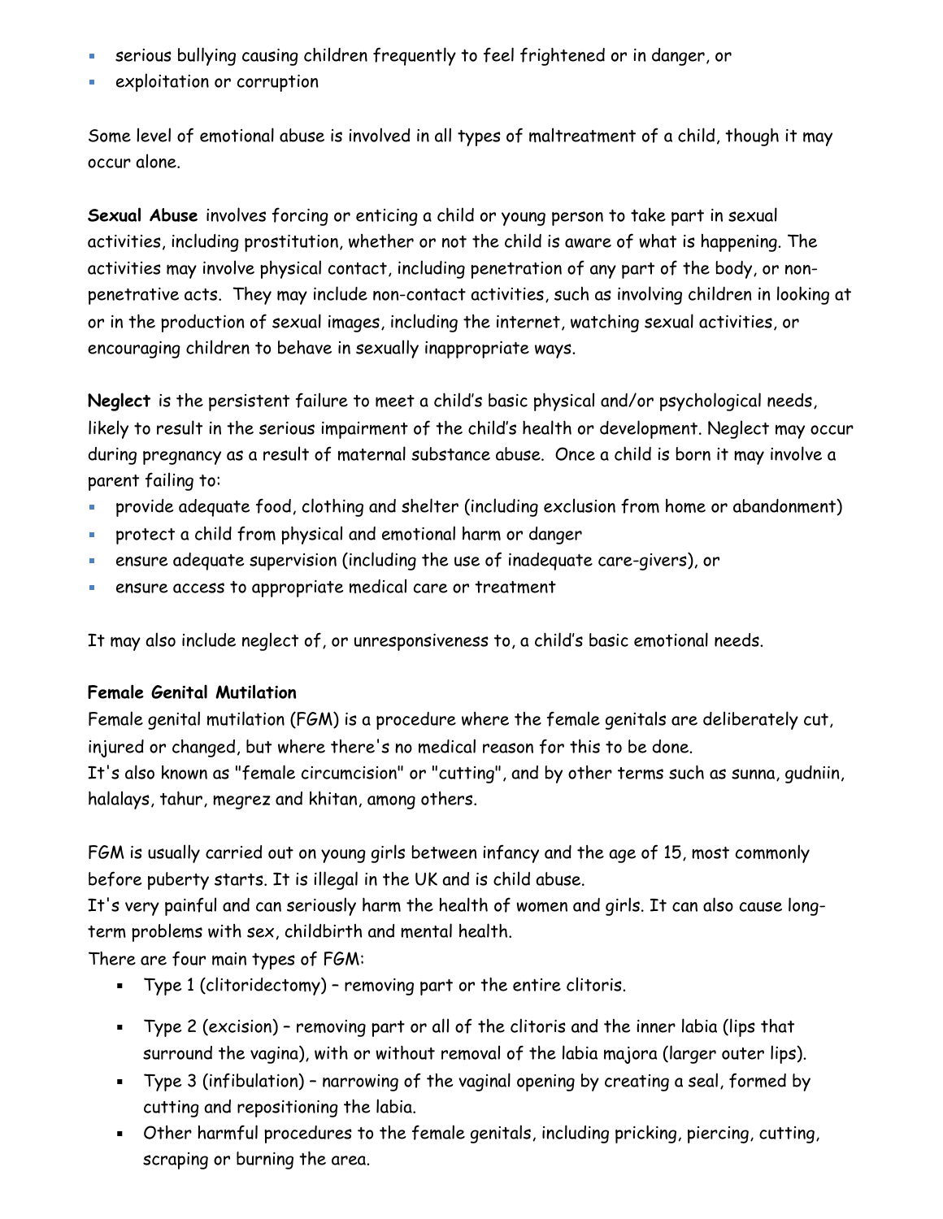- serious bullying causing children frequently to feel frightened or in danger, or
- exploitation or corruption

Some level of emotional abuse is involved in all types of maltreatment of a child, though it may occur alone.

**Sexual Abuse** involves forcing or enticing a child or young person to take part in sexual activities, including prostitution, whether or not the child is aware of what is happening. The activities may involve physical contact, including penetration of any part of the body, or non-penetrative acts. They may include non-contact activities, such as involving children in looking at or in the production of sexual images, including the internet, watching sexual activities, or encouraging children to behave in sexually inappropriate ways.

**Neglect** is the persistent failure to meet a child's basic physical and/or psychological needs, likely to result in the serious impairment of the child's health or development. Neglect may occur during pregnancy as a result of maternal substance abuse. Once a child is born it may involve a parent failing to:

- provide adequate food, clothing and shelter (including exclusion from home or abandonment)
- protect a child from physical and emotional harm or danger
- ensure adequate supervision (including the use of inadequate care-givers), or
- ensure access to appropriate medical care or treatment

It may also include neglect of, or unresponsiveness to, a child's basic emotional needs.

**Female Genital Mutilation**

Female genital mutilation (FGM) is a procedure where the female genitals are deliberately cut, injured or changed, but where there's no medical reason for this to be done.
It's also known as "female circumcision" or "cutting", and by other terms such as sunna, gudniin, halalays, tahur, megrez and khitan, among others.

FGM is usually carried out on young girls between infancy and the age of 15, most commonly before puberty starts. It is illegal in the UK and is child abuse.
It's very painful and can seriously harm the health of women and girls. It can also cause long-term problems with sex, childbirth and mental health.
There are four main types of FGM:

- Type 1 (clitoridectomy) – removing part or the entire clitoris.
- Type 2 (excision) – removing part or all of the clitoris and the inner labia (lips that surround the vagina), with or without removal of the labia majora (larger outer lips).
- Type 3 (infibulation) – narrowing of the vaginal opening by creating a seal, formed by cutting and repositioning the labia.
- Other harmful procedures to the female genitals, including pricking, piercing, cutting, scraping or burning the area.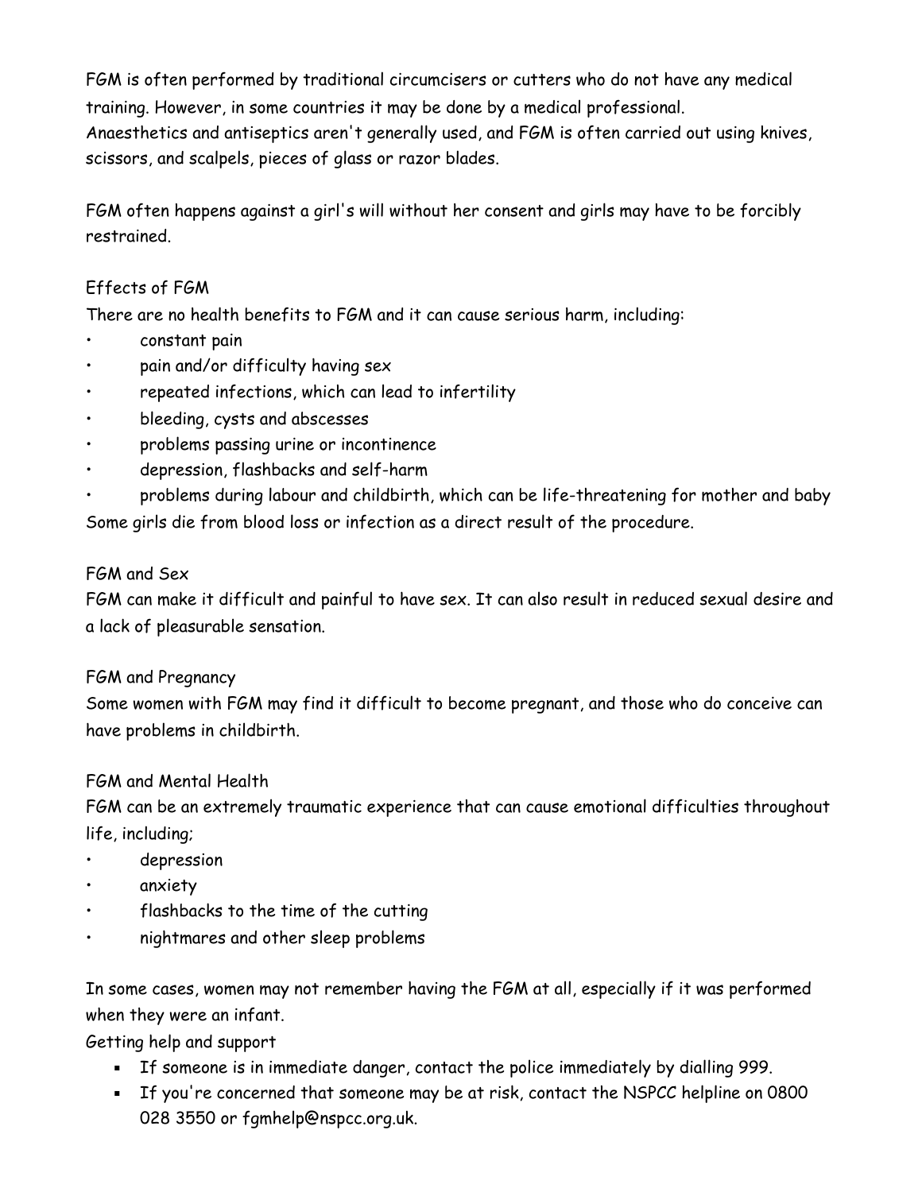FGM is often performed by traditional circumcisers or cutters who do not have any medical training. However, in some countries it may be done by a medical professional.
Anaesthetics and antiseptics aren't generally used, and FGM is often carried out using knives, scissors, and scalpels, pieces of glass or razor blades.

FGM often happens against a girl's will without her consent and girls may have to be forcibly restrained.

## Effects of FGM

There are no health benefits to FGM and it can cause serious harm, including:

- constant pain
- pain and/or difficulty having sex
- repeated infections, which can lead to infertility
- bleeding, cysts and abscesses
- problems passing urine or incontinence
- depression, flashbacks and self-harm
- problems during labour and childbirth, which can be life-threatening for mother and baby

Some girls die from blood loss or infection as a direct result of the procedure.

## FGM and Sex

FGM can make it difficult and painful to have sex. It can also result in reduced sexual desire and a lack of pleasurable sensation.

## FGM and Pregnancy

Some women with FGM may find it difficult to become pregnant, and those who do conceive can have problems in childbirth.

## FGM and Mental Health

FGM can be an extremely traumatic experience that can cause emotional difficulties throughout life, including;

- depression
- anxiety
- flashbacks to the time of the cutting
- nightmares and other sleep problems

In some cases, women may not remember having the FGM at all, especially if it was performed when they were an infant.

## Getting help and support

- If someone is in immediate danger, contact the police immediately by dialling 999.
- If you're concerned that someone may be at risk, contact the NSPCC helpline on 0800 028 3550 or fgmhelp@nspcc.org.uk.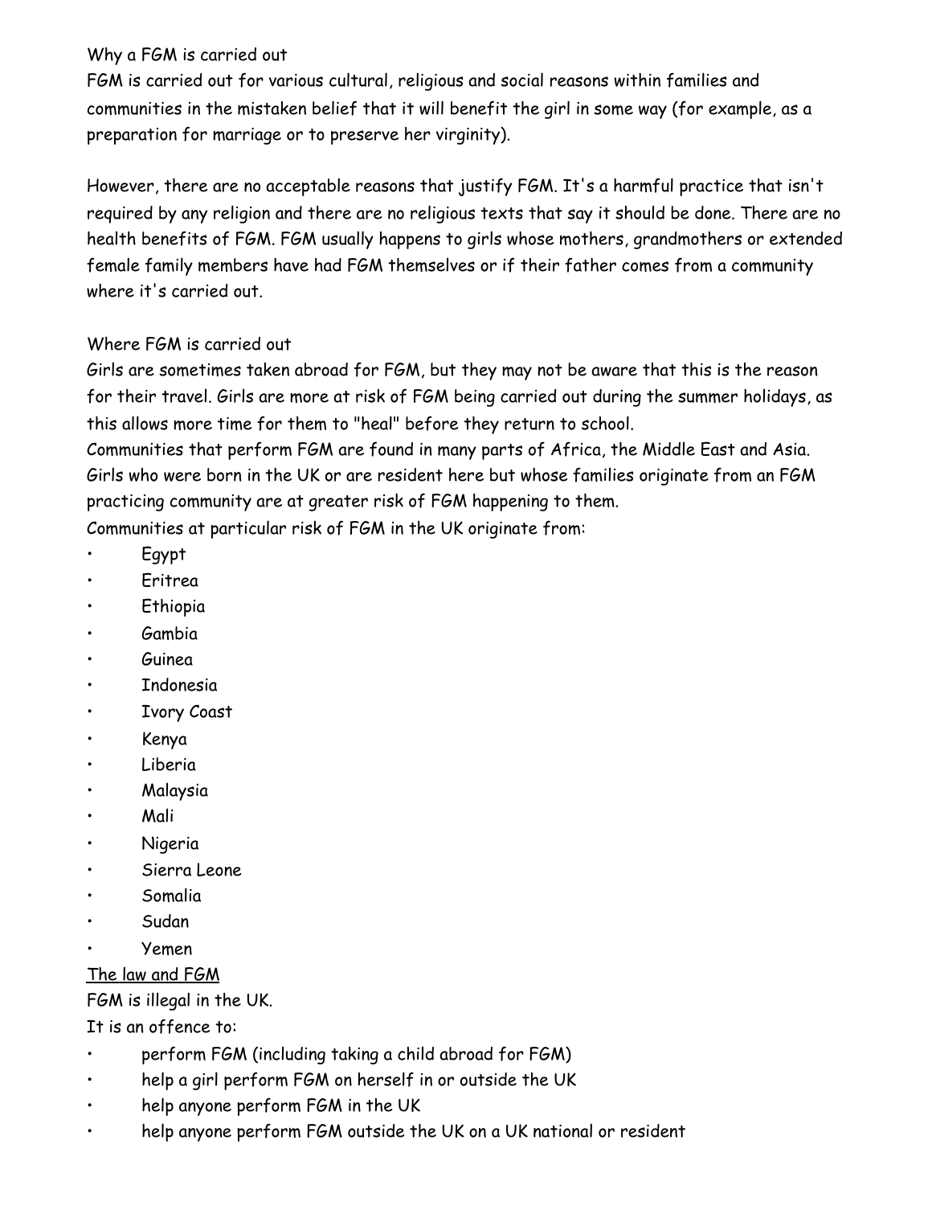## Why a FGM is carried out

FGM is carried out for various cultural, religious and social reasons within families and communities in the mistaken belief that it will benefit the girl in some way (for example, as a preparation for marriage or to preserve her virginity).

However, there are no acceptable reasons that justify FGM. It's a harmful practice that isn't required by any religion and there are no religious texts that say it should be done. There are no health benefits of FGM. FGM usually happens to girls whose mothers, grandmothers or extended female family members have had FGM themselves or if their father comes from a community where it's carried out.

## Where FGM is carried out

Girls are sometimes taken abroad for FGM, but they may not be aware that this is the reason for their travel. Girls are more at risk of FGM being carried out during the summer holidays, as this allows more time for them to "heal" before they return to school.

Communities that perform FGM are found in many parts of Africa, the Middle East and Asia. Girls who were born in the UK or are resident here but whose families originate from an FGM practicing community are at greater risk of FGM happening to them.

Communities at particular risk of FGM in the UK originate from:

- Egypt
- Eritrea
- Ethiopia
- Gambia
- Guinea
- Indonesia
- Ivory Coast
- Kenya
- Liberia
- Malaysia
- Mali
- Nigeria
- Sierra Leone
- Somalia
- Sudan
- Yemen

## The law and FGM

FGM is illegal in the UK.

It is an offence to:

- perform FGM (including taking a child abroad for FGM)
- help a girl perform FGM on herself in or outside the UK
- help anyone perform FGM in the UK
- help anyone perform FGM outside the UK on a UK national or resident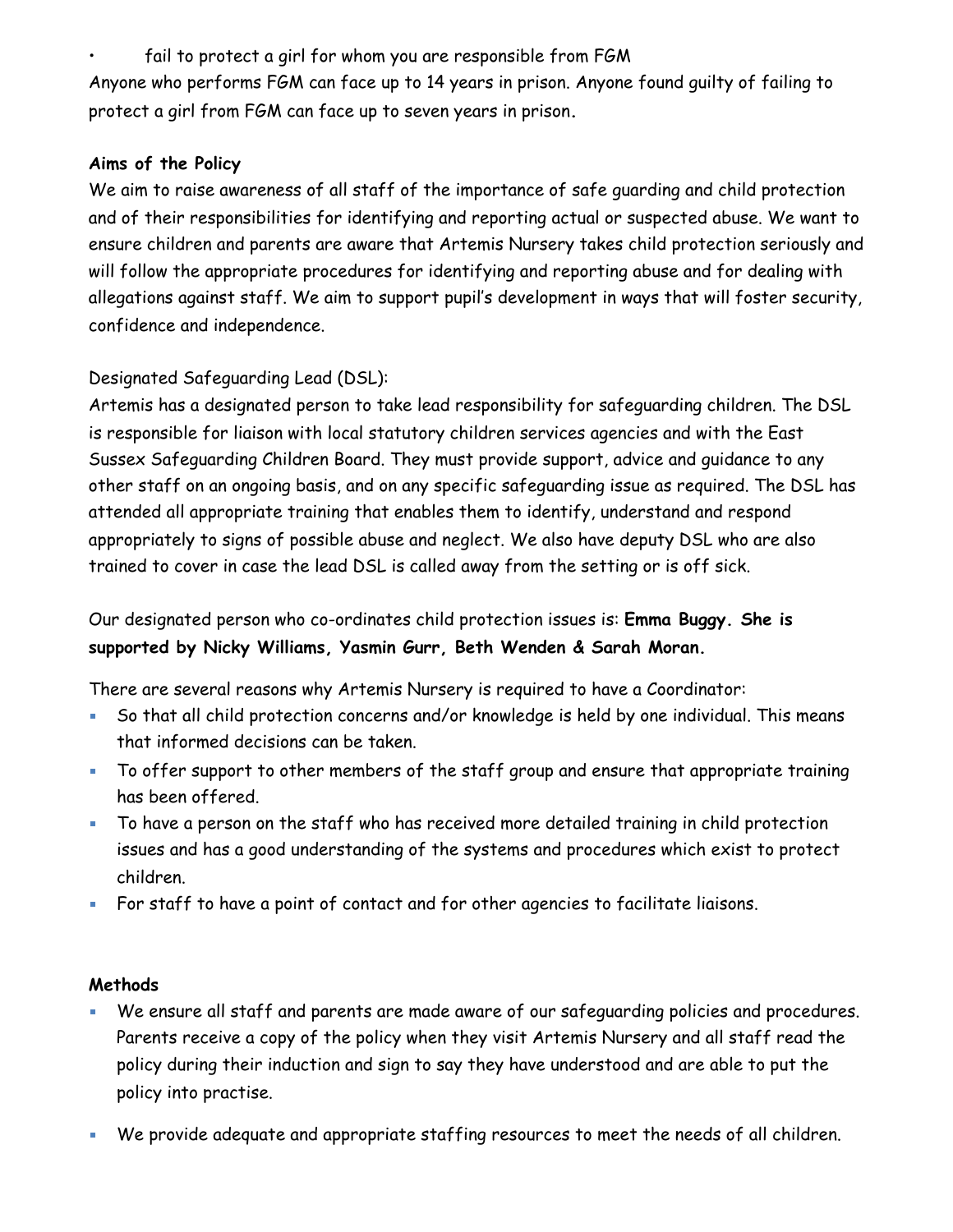- fail to protect a girl for whom you are responsible from FGM

Anyone who performs FGM can face up to 14 years in prison. Anyone found guilty of failing to protect a girl from FGM can face up to seven years in prison.

**Aims of the Policy**

We aim to raise awareness of all staff of the importance of safe guarding and child protection and of their responsibilities for identifying and reporting actual or suspected abuse. We want to ensure children and parents are aware that Artemis Nursery takes child protection seriously and will follow the appropriate procedures for identifying and reporting abuse and for dealing with allegations against staff. We aim to support pupil's development in ways that will foster security, confidence and independence.

Designated Safeguarding Lead (DSL):

Artemis has a designated person to take lead responsibility for safeguarding children. The DSL is responsible for liaison with local statutory children services agencies and with the East Sussex Safeguarding Children Board. They must provide support, advice and guidance to any other staff on an ongoing basis, and on any specific safeguarding issue as required. The DSL has attended all appropriate training that enables them to identify, understand and respond appropriately to signs of possible abuse and neglect. We also have deputy DSL who are also trained to cover in case the lead DSL is called away from the setting or is off sick.

Our designated person who co-ordinates child protection issues is: **Emma Buggy. She is supported by Nicky Williams, Yasmin Gurr, Beth Wenden & Sarah Moran.**

There are several reasons why Artemis Nursery is required to have a Coordinator:

- So that all child protection concerns and/or knowledge is held by one individual. This means that informed decisions can be taken.
- To offer support to other members of the staff group and ensure that appropriate training has been offered.
- To have a person on the staff who has received more detailed training in child protection issues and has a good understanding of the systems and procedures which exist to protect children.
- For staff to have a point of contact and for other agencies to facilitate liaisons.

**Methods**

- We ensure all staff and parents are made aware of our safeguarding policies and procedures. Parents receive a copy of the policy when they visit Artemis Nursery and all staff read the policy during their induction and sign to say they have understood and are able to put the policy into practise.
- We provide adequate and appropriate staffing resources to meet the needs of all children.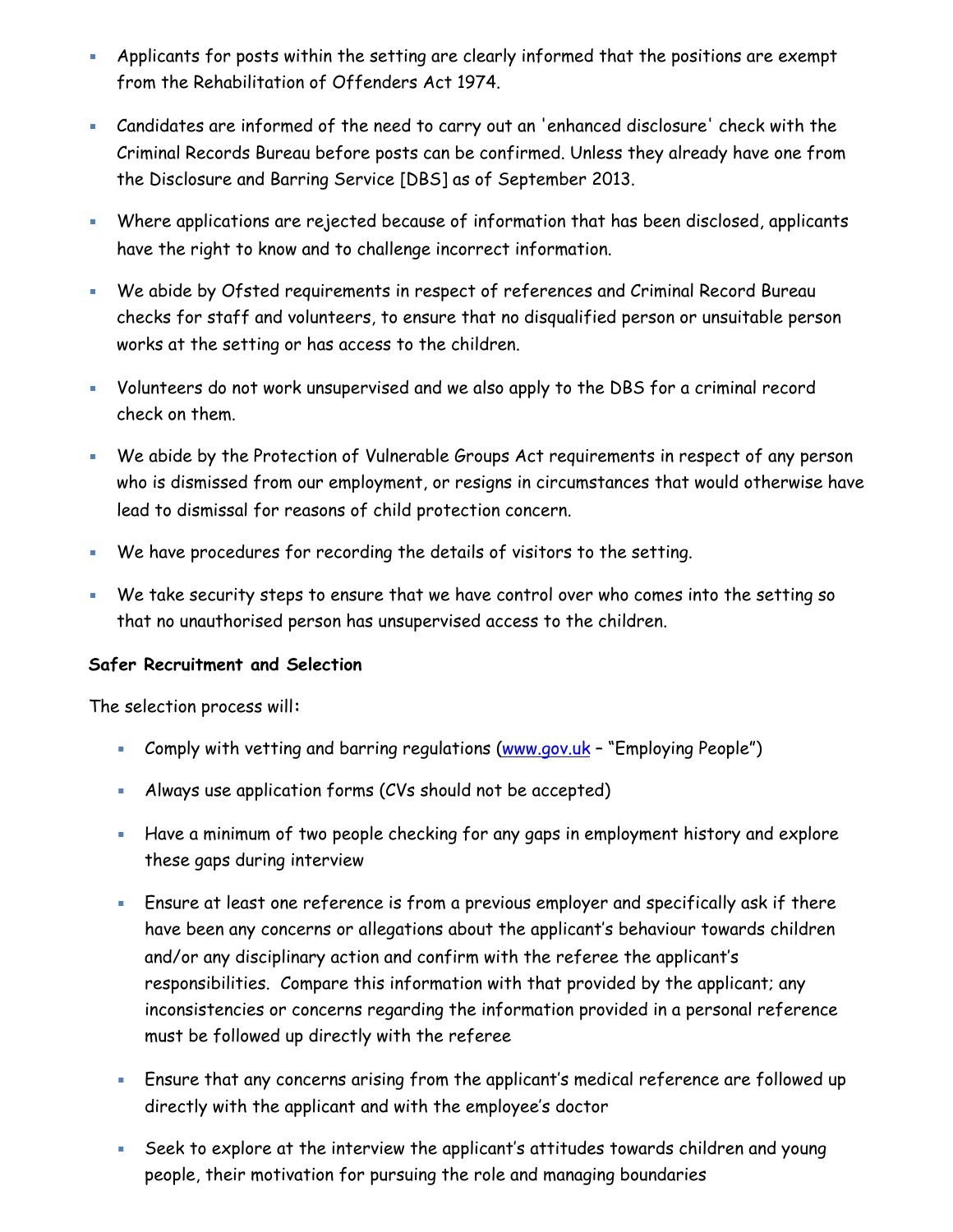- Applicants for posts within the setting are clearly informed that the positions are exempt from the Rehabilitation of Offenders Act 1974.

- Candidates are informed of the need to carry out an 'enhanced disclosure' check with the Criminal Records Bureau before posts can be confirmed. Unless they already have one from the Disclosure and Barring Service [DBS] as of September 2013.

- Where applications are rejected because of information that has been disclosed, applicants have the right to know and to challenge incorrect information.

- We abide by Ofsted requirements in respect of references and Criminal Record Bureau checks for staff and volunteers, to ensure that no disqualified person or unsuitable person works at the setting or has access to the children.

- Volunteers do not work unsupervised and we also apply to the DBS for a criminal record check on them.

- We abide by the Protection of Vulnerable Groups Act requirements in respect of any person who is dismissed from our employment, or resigns in circumstances that would otherwise have lead to dismissal for reasons of child protection concern.

- We have procedures for recording the details of visitors to the setting.

- We take security steps to ensure that we have control over who comes into the setting so that no unauthorised person has unsupervised access to the children.

**Safer Recruitment and Selection**

The selection process will:

- Comply with vetting and barring regulations ([www.gov.uk](http://www.gov.uk) – "Employing People")

- Always use application forms (CVs should not be accepted)

- Have a minimum of two people checking for any gaps in employment history and explore these gaps during interview

- Ensure at least one reference is from a previous employer and specifically ask if there have been any concerns or allegations about the applicant's behaviour towards children and/or any disciplinary action and confirm with the referee the applicant's responsibilities. Compare this information with that provided by the applicant; any inconsistencies or concerns regarding the information provided in a personal reference must be followed up directly with the referee

- Ensure that any concerns arising from the applicant's medical reference are followed up directly with the applicant and with the employee's doctor

- Seek to explore at the interview the applicant's attitudes towards children and young people, their motivation for pursuing the role and managing boundaries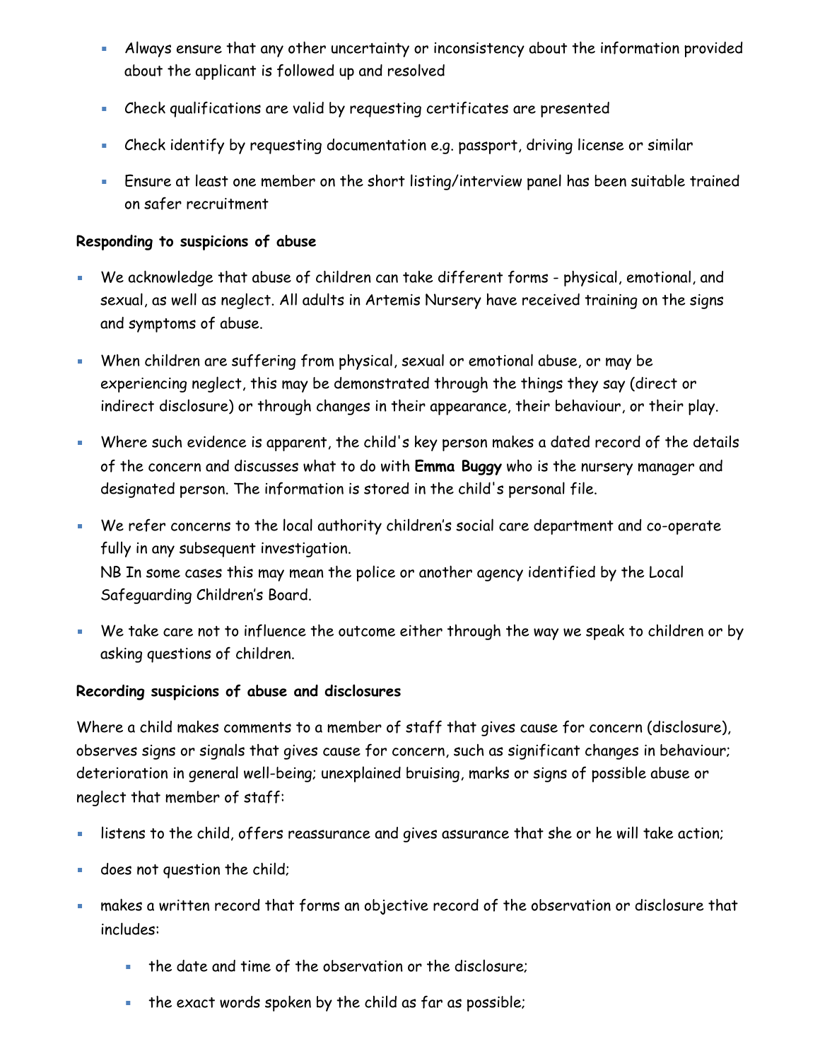- Always ensure that any other uncertainty or inconsistency about the information provided about the applicant is followed up and resolved
- Check qualifications are valid by requesting certificates are presented
- Check identify by requesting documentation e.g. passport, driving license or similar
- Ensure at least one member on the short listing/interview panel has been suitable trained on safer recruitment

**Responding to suspicions of abuse**

- We acknowledge that abuse of children can take different forms - physical, emotional, and sexual, as well as neglect. All adults in Artemis Nursery have received training on the signs and symptoms of abuse.
- When children are suffering from physical, sexual or emotional abuse, or may be experiencing neglect, this may be demonstrated through the things they say (direct or indirect disclosure) or through changes in their appearance, their behaviour, or their play.
- Where such evidence is apparent, the child's key person makes a dated record of the details of the concern and discusses what to do with **Emma Buggy** who is the nursery manager and designated person. The information is stored in the child's personal file.
- We refer concerns to the local authority children's social care department and co-operate fully in any subsequent investigation.
  NB In some cases this may mean the police or another agency identified by the Local Safeguarding Children's Board.
- We take care not to influence the outcome either through the way we speak to children or by asking questions of children.

**Recording suspicions of abuse and disclosures**

Where a child makes comments to a member of staff that gives cause for concern (disclosure), observes signs or signals that gives cause for concern, such as significant changes in behaviour; deterioration in general well-being; unexplained bruising, marks or signs of possible abuse or neglect that member of staff:

- listens to the child, offers reassurance and gives assurance that she or he will take action;
- does not question the child;
- makes a written record that forms an objective record of the observation or disclosure that includes:
  - the date and time of the observation or the disclosure;
  - the exact words spoken by the child as far as possible;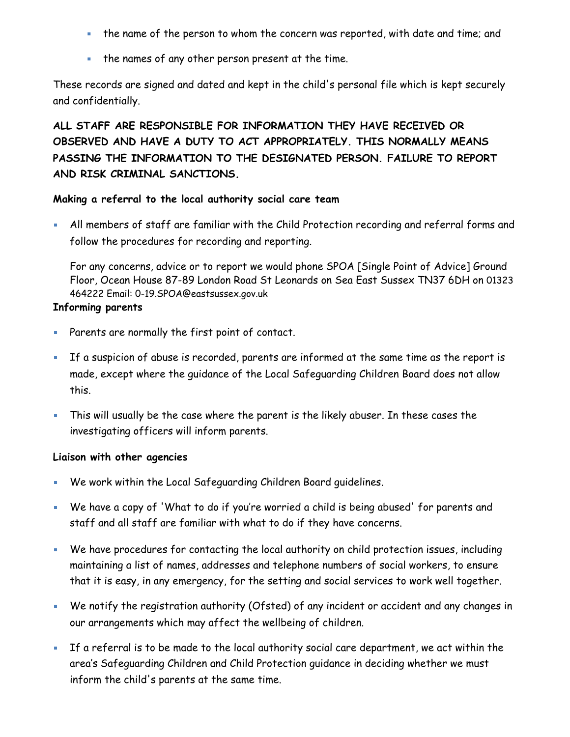- the name of the person to whom the concern was reported, with date and time; and
- the names of any other person present at the time.

These records are signed and dated and kept in the child's personal file which is kept securely and confidentially.

**ALL STAFF ARE RESPONSIBLE FOR INFORMATION THEY HAVE RECEIVED OR OBSERVED AND HAVE A DUTY TO ACT APPROPRIATELY. THIS NORMALLY MEANS PASSING THE INFORMATION TO THE DESIGNATED PERSON. FAILURE TO REPORT AND RISK CRIMINAL SANCTIONS.**

**Making a referral to the local authority social care team**

- All members of staff are familiar with the Child Protection recording and referral forms and follow the procedures for recording and reporting.

  For any concerns, advice or to report we would phone SPOA [Single Point of Advice] Ground Floor, Ocean House 87-89 London Road St Leonards on Sea East Sussex TN37 6DH on 01323 464222 Email: 0-19.SPOA@eastsussex.gov.uk

**Informing parents**

- Parents are normally the first point of contact.
- If a suspicion of abuse is recorded, parents are informed at the same time as the report is made, except where the guidance of the Local Safeguarding Children Board does not allow this.
- This will usually be the case where the parent is the likely abuser. In these cases the investigating officers will inform parents.

**Liaison with other agencies**

- We work within the Local Safeguarding Children Board guidelines.
- We have a copy of 'What to do if you're worried a child is being abused' for parents and staff and all staff are familiar with what to do if they have concerns.
- We have procedures for contacting the local authority on child protection issues, including maintaining a list of names, addresses and telephone numbers of social workers, to ensure that it is easy, in any emergency, for the setting and social services to work well together.
- We notify the registration authority (Ofsted) of any incident or accident and any changes in our arrangements which may affect the wellbeing of children.
- If a referral is to be made to the local authority social care department, we act within the area's Safeguarding Children and Child Protection guidance in deciding whether we must inform the child's parents at the same time.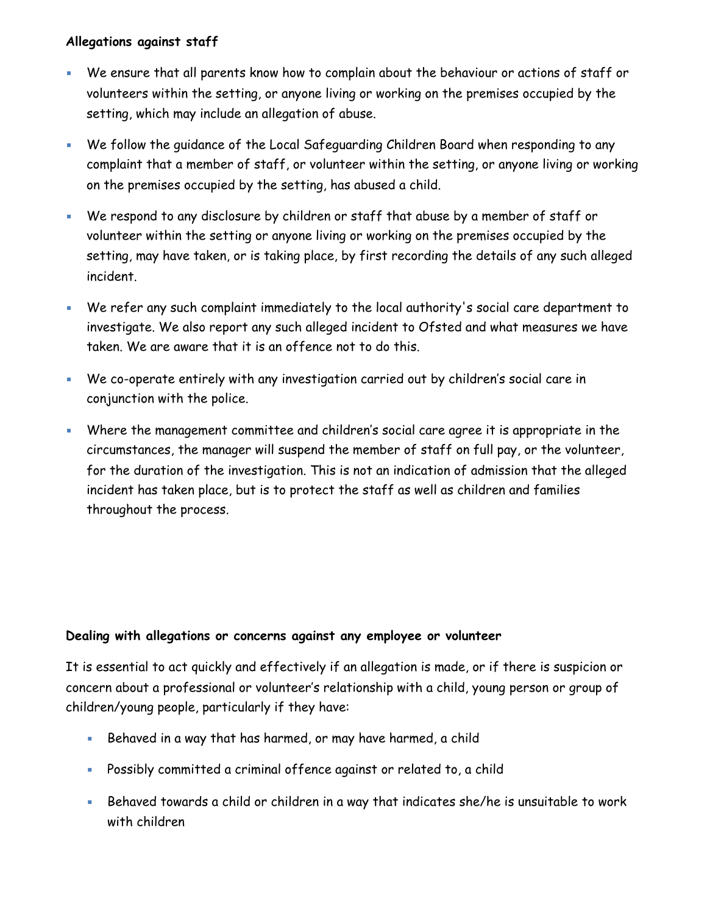**Allegations against staff**

- We ensure that all parents know how to complain about the behaviour or actions of staff or volunteers within the setting, or anyone living or working on the premises occupied by the setting, which may include an allegation of abuse.
- We follow the guidance of the Local Safeguarding Children Board when responding to any complaint that a member of staff, or volunteer within the setting, or anyone living or working on the premises occupied by the setting, has abused a child.
- We respond to any disclosure by children or staff that abuse by a member of staff or volunteer within the setting or anyone living or working on the premises occupied by the setting, may have taken, or is taking place, by first recording the details of any such alleged incident.
- We refer any such complaint immediately to the local authority's social care department to investigate. We also report any such alleged incident to Ofsted and what measures we have taken. We are aware that it is an offence not to do this.
- We co-operate entirely with any investigation carried out by children's social care in conjunction with the police.
- Where the management committee and children's social care agree it is appropriate in the circumstances, the manager will suspend the member of staff on full pay, or the volunteer, for the duration of the investigation. This is not an indication of admission that the alleged incident has taken place, but is to protect the staff as well as children and families throughout the process.

**Dealing with allegations or concerns against any employee or volunteer**

It is essential to act quickly and effectively if an allegation is made, or if there is suspicion or concern about a professional or volunteer's relationship with a child, young person or group of children/young people, particularly if they have:

- Behaved in a way that has harmed, or may have harmed, a child
- Possibly committed a criminal offence against or related to, a child
- Behaved towards a child or children in a way that indicates she/he is unsuitable to work with children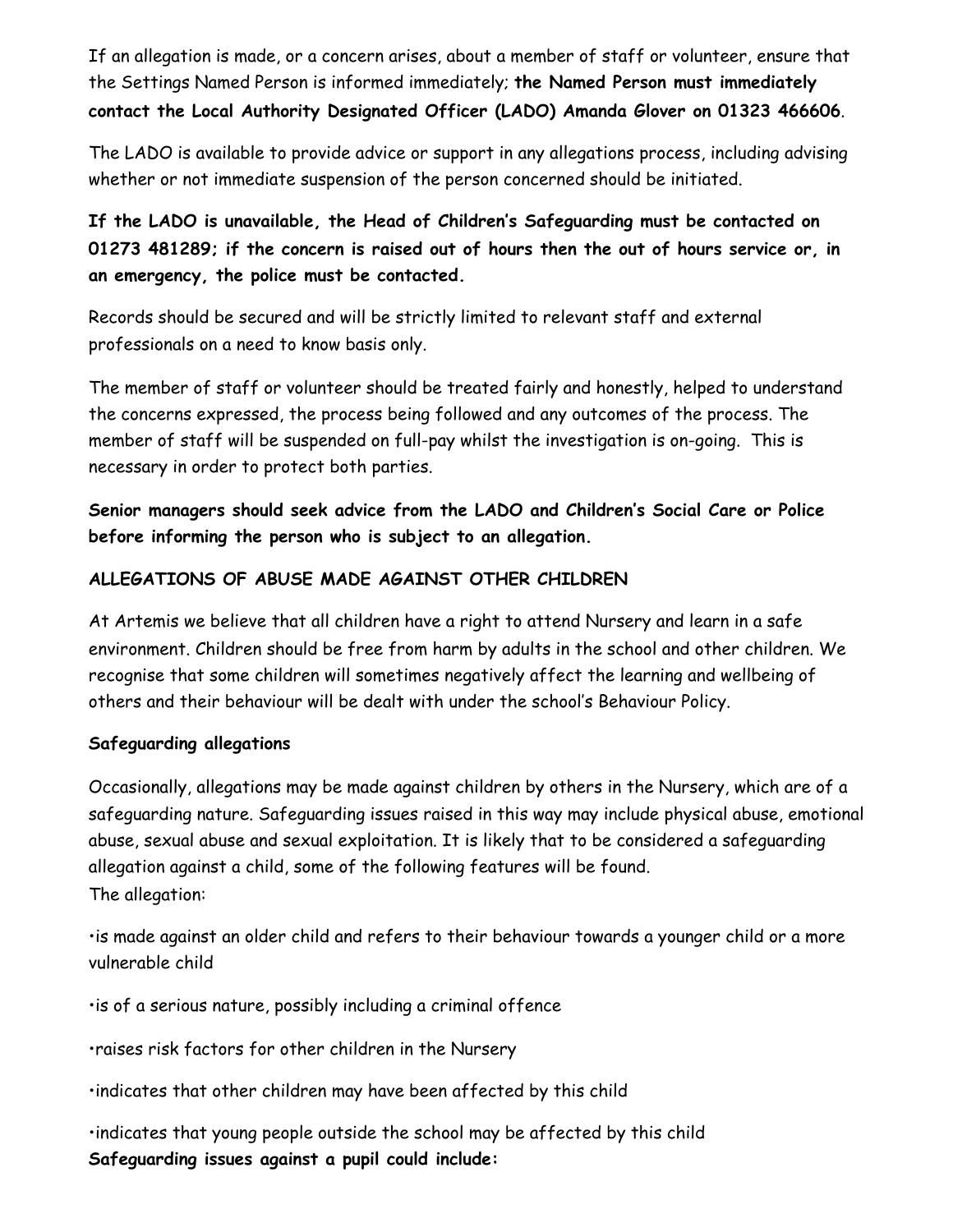If an allegation is made, or a concern arises, about a member of staff or volunteer, ensure that the Settings Named Person is informed immediately; **the Named Person must immediately contact the Local Authority Designated Officer (LADO) Amanda Glover on 01323 466606**.

The LADO is available to provide advice or support in any allegations process, including advising whether or not immediate suspension of the person concerned should be initiated.

**If the LADO is unavailable, the Head of Children's Safeguarding must be contacted on 01273 481289; if the concern is raised out of hours then the out of hours service or, in an emergency, the police must be contacted.**

Records should be secured and will be strictly limited to relevant staff and external professionals on a need to know basis only.

The member of staff or volunteer should be treated fairly and honestly, helped to understand the concerns expressed, the process being followed and any outcomes of the process. The member of staff will be suspended on full-pay whilst the investigation is on-going. This is necessary in order to protect both parties.

**Senior managers should seek advice from the LADO and Children's Social Care or Police before informing the person who is subject to an allegation.**

## ALLEGATIONS OF ABUSE MADE AGAINST OTHER CHILDREN

At Artemis we believe that all children have a right to attend Nursery and learn in a safe environment. Children should be free from harm by adults in the school and other children. We recognise that some children will sometimes negatively affect the learning and wellbeing of others and their behaviour will be dealt with under the school's Behaviour Policy.

### Safeguarding allegations

Occasionally, allegations may be made against children by others in the Nursery, which are of a safeguarding nature. Safeguarding issues raised in this way may include physical abuse, emotional abuse, sexual abuse and sexual exploitation. It is likely that to be considered a safeguarding allegation against a child, some of the following features will be found.
The allegation:

- is made against an older child and refers to their behaviour towards a younger child or a more vulnerable child
- is of a serious nature, possibly including a criminal offence
- raises risk factors for other children in the Nursery
- indicates that other children may have been affected by this child
- indicates that young people outside the school may be affected by this child

**Safeguarding issues against a pupil could include:**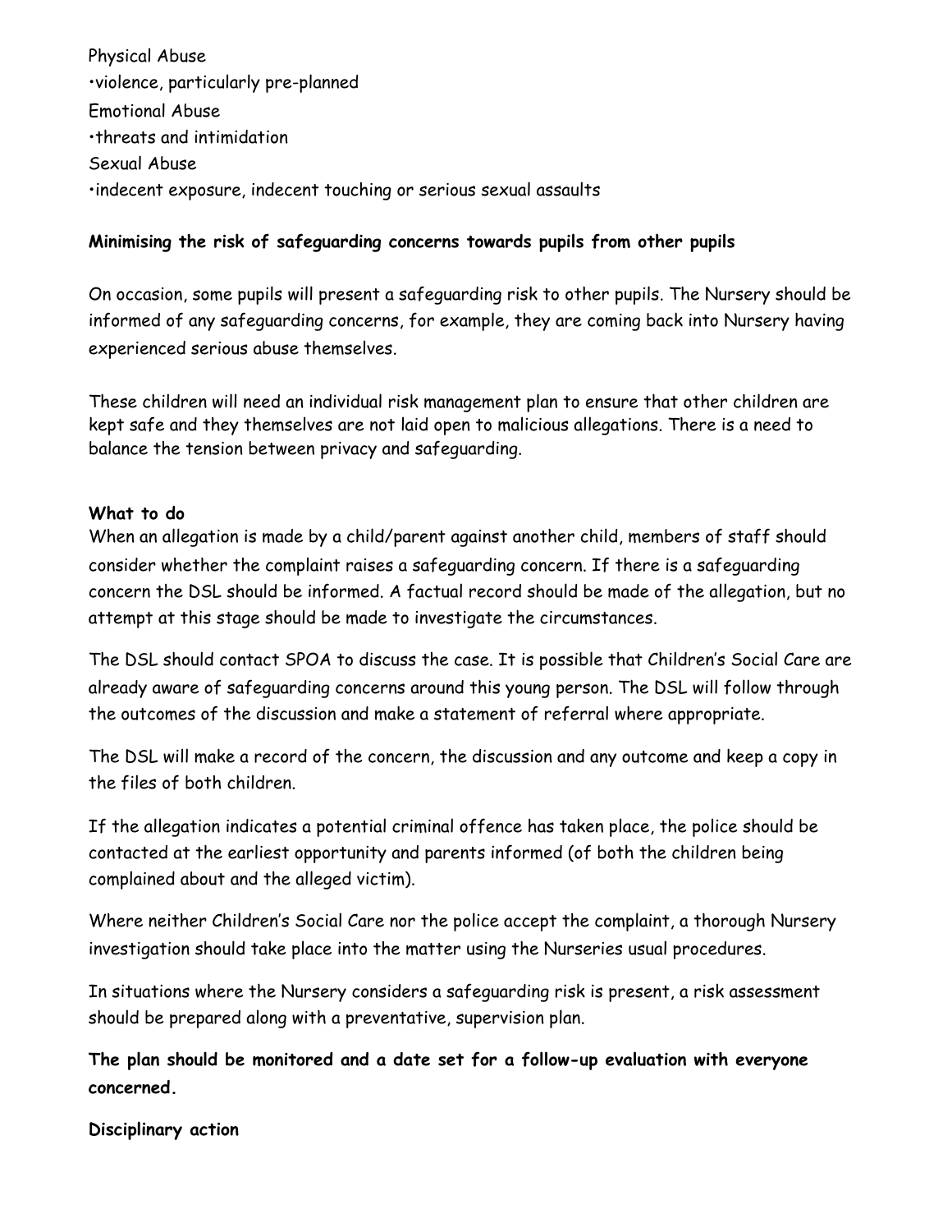Physical Abuse
•violence, particularly pre-planned
Emotional Abuse
•threats and intimidation
Sexual Abuse
•indecent exposure, indecent touching or serious sexual assaults

**Minimising the risk of safeguarding concerns towards pupils from other pupils**

On occasion, some pupils will present a safeguarding risk to other pupils. The Nursery should be informed of any safeguarding concerns, for example, they are coming back into Nursery having experienced serious abuse themselves.

These children will need an individual risk management plan to ensure that other children are kept safe and they themselves are not laid open to malicious allegations. There is a need to balance the tension between privacy and safeguarding.

**What to do**

When an allegation is made by a child/parent against another child, members of staff should consider whether the complaint raises a safeguarding concern. If there is a safeguarding concern the DSL should be informed. A factual record should be made of the allegation, but no attempt at this stage should be made to investigate the circumstances.

The DSL should contact SPOA to discuss the case. It is possible that Children's Social Care are already aware of safeguarding concerns around this young person. The DSL will follow through the outcomes of the discussion and make a statement of referral where appropriate.

The DSL will make a record of the concern, the discussion and any outcome and keep a copy in the files of both children.

If the allegation indicates a potential criminal offence has taken place, the police should be contacted at the earliest opportunity and parents informed (of both the children being complained about and the alleged victim).

Where neither Children's Social Care nor the police accept the complaint, a thorough Nursery investigation should take place into the matter using the Nurseries usual procedures.

In situations where the Nursery considers a safeguarding risk is present, a risk assessment should be prepared along with a preventative, supervision plan.

**The plan should be monitored and a date set for a follow-up evaluation with everyone concerned.**

**Disciplinary action**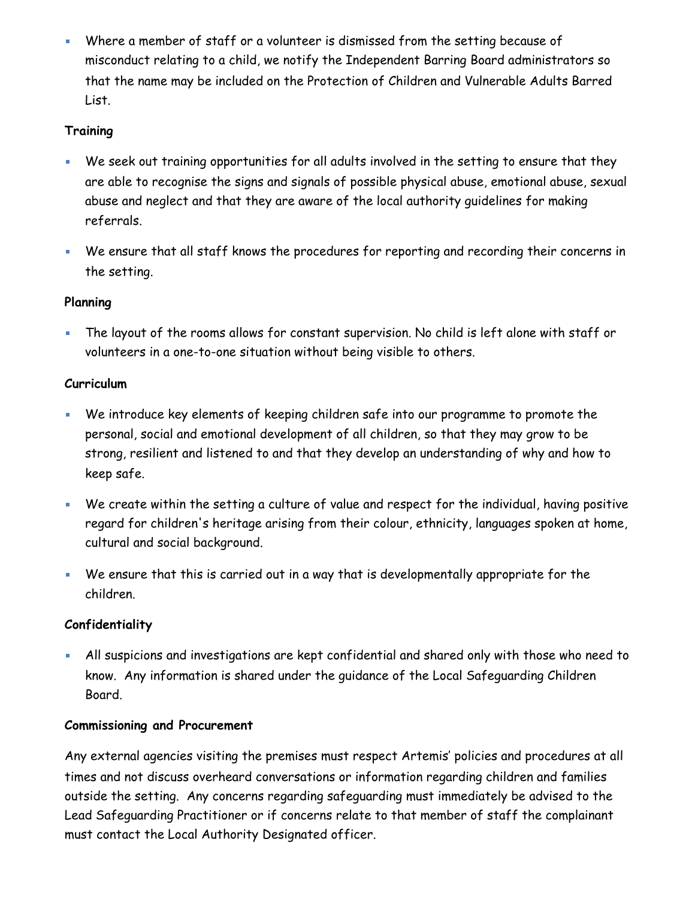- Where a member of staff or a volunteer is dismissed from the setting because of misconduct relating to a child, we notify the Independent Barring Board administrators so that the name may be included on the Protection of Children and Vulnerable Adults Barred List.

**Training**

- We seek out training opportunities for all adults involved in the setting to ensure that they are able to recognise the signs and signals of possible physical abuse, emotional abuse, sexual abuse and neglect and that they are aware of the local authority guidelines for making referrals.
- We ensure that all staff knows the procedures for reporting and recording their concerns in the setting.

**Planning**

- The layout of the rooms allows for constant supervision. No child is left alone with staff or volunteers in a one-to-one situation without being visible to others.

**Curriculum**

- We introduce key elements of keeping children safe into our programme to promote the personal, social and emotional development of all children, so that they may grow to be strong, resilient and listened to and that they develop an understanding of why and how to keep safe.
- We create within the setting a culture of value and respect for the individual, having positive regard for children's heritage arising from their colour, ethnicity, languages spoken at home, cultural and social background.
- We ensure that this is carried out in a way that is developmentally appropriate for the children.

**Confidentiality**

- All suspicions and investigations are kept confidential and shared only with those who need to know. Any information is shared under the guidance of the Local Safeguarding Children Board.

**Commissioning and Procurement**

Any external agencies visiting the premises must respect Artemis' policies and procedures at all times and not discuss overheard conversations or information regarding children and families outside the setting. Any concerns regarding safeguarding must immediately be advised to the Lead Safeguarding Practitioner or if concerns relate to that member of staff the complainant must contact the Local Authority Designated officer.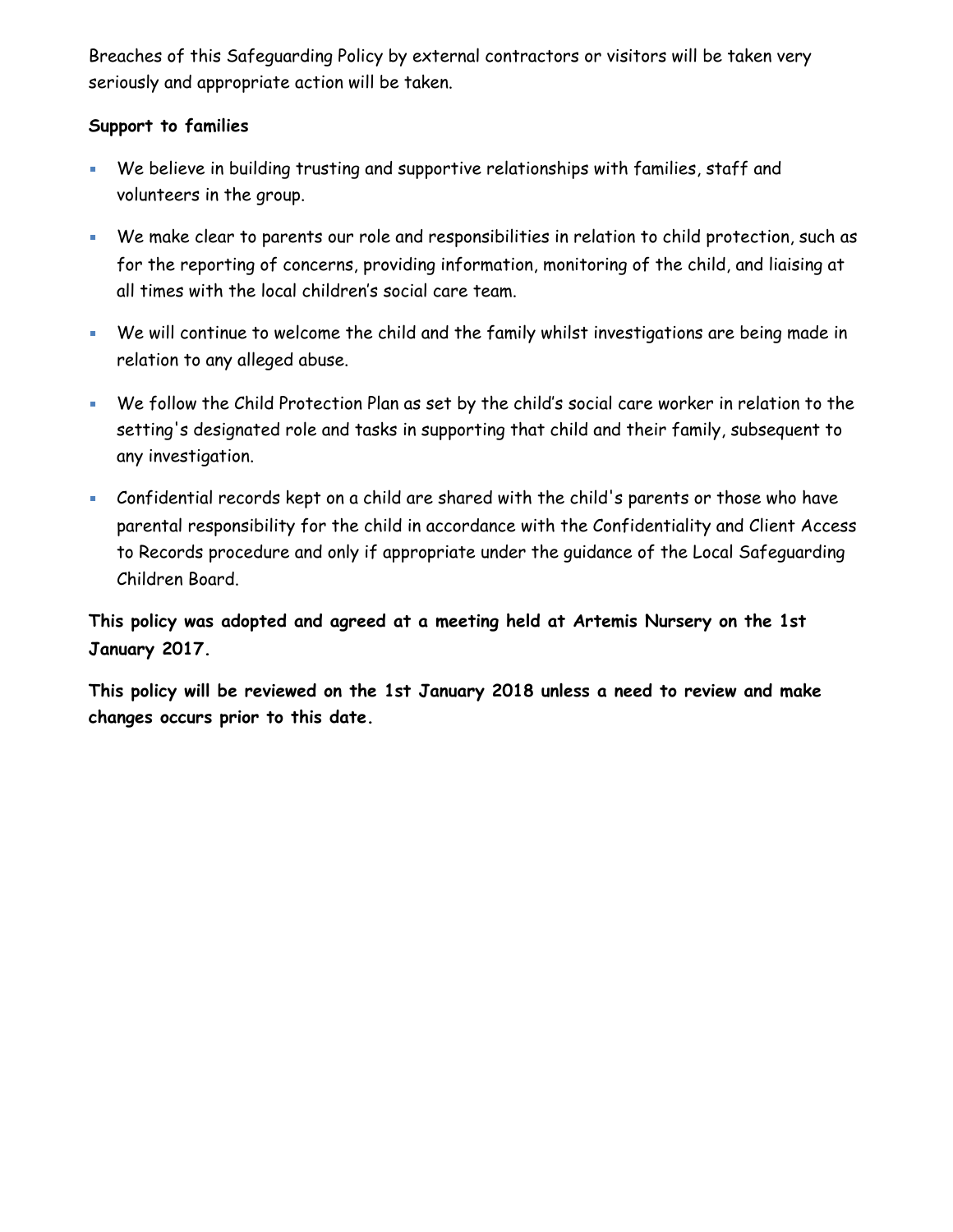Breaches of this Safeguarding Policy by external contractors or visitors will be taken very seriously and appropriate action will be taken.

**Support to families**

- We believe in building trusting and supportive relationships with families, staff and volunteers in the group.
- We make clear to parents our role and responsibilities in relation to child protection, such as for the reporting of concerns, providing information, monitoring of the child, and liaising at all times with the local children's social care team.
- We will continue to welcome the child and the family whilst investigations are being made in relation to any alleged abuse.
- We follow the Child Protection Plan as set by the child's social care worker in relation to the setting's designated role and tasks in supporting that child and their family, subsequent to any investigation.
- Confidential records kept on a child are shared with the child's parents or those who have parental responsibility for the child in accordance with the Confidentiality and Client Access to Records procedure and only if appropriate under the guidance of the Local Safeguarding Children Board.

**This policy was adopted and agreed at a meeting held at Artemis Nursery on the 1st January 2017.**

**This policy will be reviewed on the 1st January 2018 unless a need to review and make changes occurs prior to this date.**